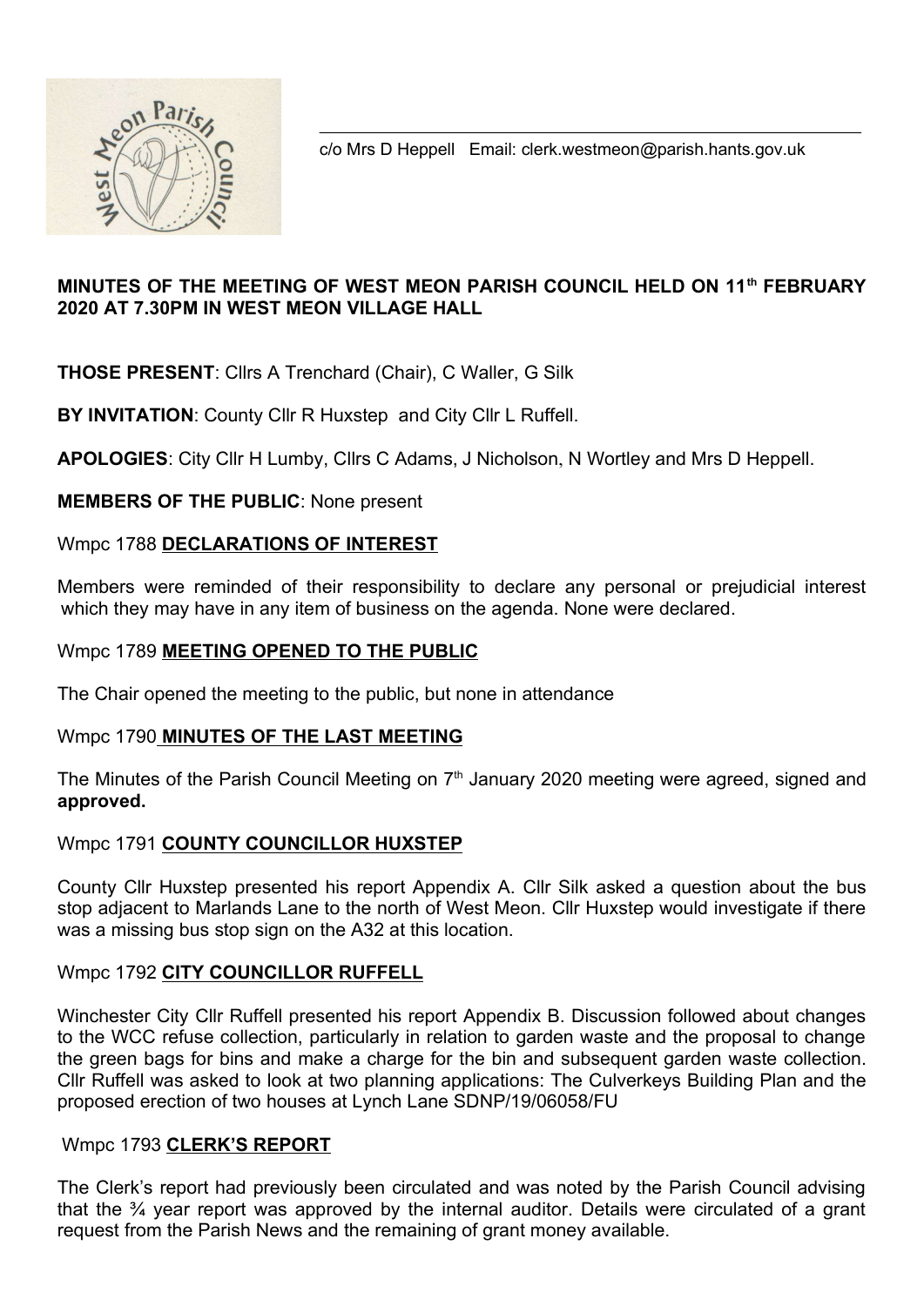c/o Mrs D Heppell Email: clerk.westmeon@parish.hants.gov.uk

**MINUTES OF THE MEETING OF WEST MEON PARISH COUNCIL HELD ON 11th FEBRUARY 2020 AT 7.30PM IN WEST MEON VILLAGE HALL**

**THOSE PRESENT**: Cllrs A Trenchard (Chair), C Waller, G Silk

**BY INVITATION**: County Cllr R Huxstep and City Cllr L Ruffell.

**APOLOGIES**: City Cllr H Lumby, Cllrs C Adams, J Nicholson, N Wortley and Mrs D Heppell.

**MEMBERS OF THE PUBLIC**: None present

Wmpc 1788 **DECLARATIONS OF INTEREST**

Members were reminded of their responsibility to declare any personal or prejudicial interest which they may have in any item of business on the agenda. None were declared.

Wmpc 1789 **MEETING OPENED TO THE PUBLIC**

The Chair opened the meeting to the public, but none in attendance

Wmpc 1790 **MINUTES OF THE LAST MEETING**

The Minutes of the Parish Council Meeting on 7th January 2020 meeting were agreed, signed and **approved.**

Wmpc 1791 **COUNTY COUNCILLOR HUXSTEP**

County Cllr Huxstep presented his report Appendix A. Cllr Silk asked a question about the bus stop adjacent to Marlands Lane to the north of West Meon. Cllr Huxstep would investigate if there was a missing bus stop sign on the A32 at this location.

Wmpc 1792 **CITY COUNCILLOR RUFFELL**

Winchester City Cllr Ruffell presented his report Appendix B. Discussion followed about changes to the WCC refuse collection, particularly in relation to garden waste and the proposal to change the green bags for bins and make a charge for the bin and subsequent garden waste collection. Cllr Ruffell was asked to look at two planning applications: The Culverkeys Building Plan and the proposed erection of two houses at Lynch Lane SDNP/19/06058/FU

Wmpc 1793 **CLERK'S REPORT**

The Clerk's report had previously been circulated and was noted by the Parish Council advising that the ¾ year report was approved by the internal auditor. Details were circulated of a grant request from the Parish News and the remaining of grant money available.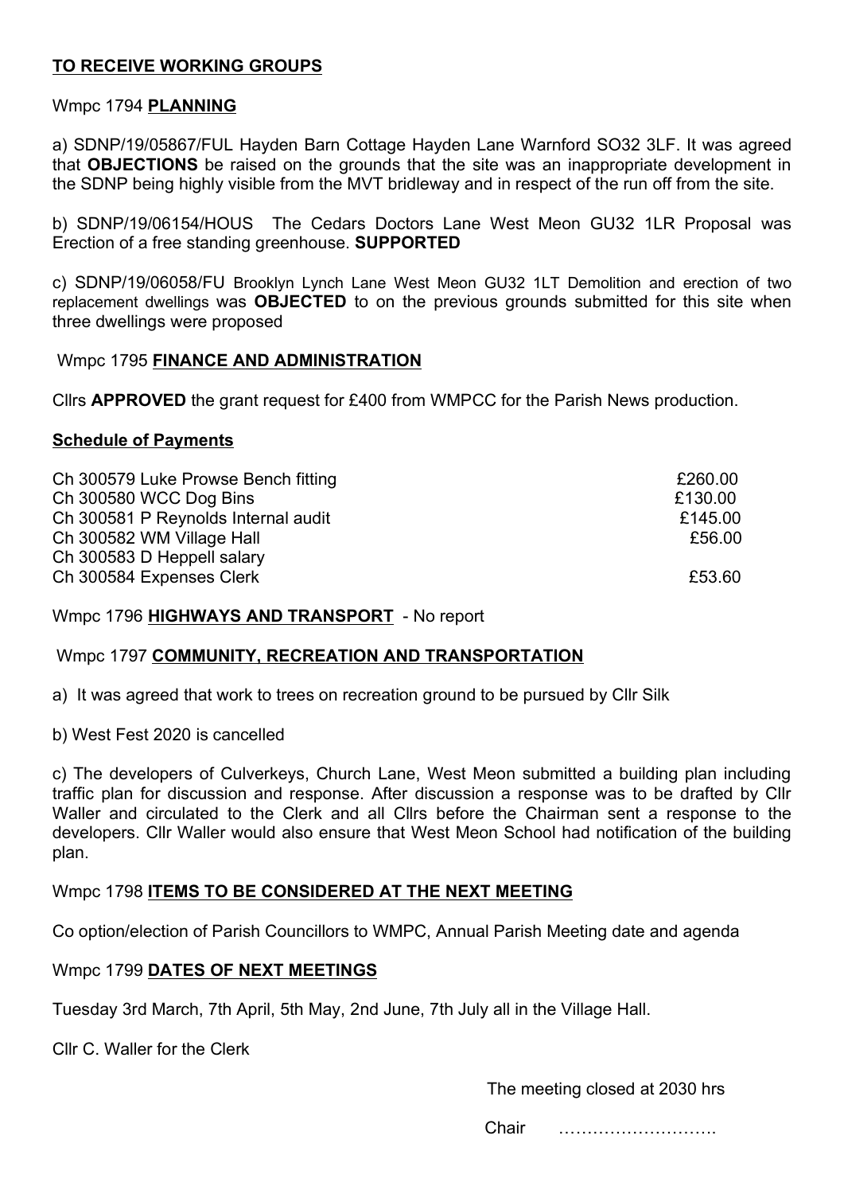## **TO RECEIVE WORKING GROUPS**

Wmpc 1794 **PLANNING**

a) SDNP/19/05867/FUL Hayden Barn Cottage Hayden Lane Warnford SO32 3LF. It was agreed that **OBJECTIONS** be raised on the grounds that the site was an inappropriate development in the SDNP being highly visible from the MVT bridleway and in respect of the run off from the site.

b) SDNP/19/06154/HOUS The Cedars Doctors Lane West Meon GU32 1LR Proposal was Erection of a free standing greenhouse. **SUPPORTED**

c) SDNP/19/06058/FU Brooklyn Lynch Lane West Meon GU32 1LT Demolition and erection of two replacement dwellings was **OBJECTED** to on the previous grounds submitted for this site when three dwellings were proposed

Wmpc 1795 **FINANCE AND ADMINISTRATION**

Cllrs **APPROVED** the grant request for £400 from WMPCC for the Parish News production.

**Schedule of Payments**

| | |
|---|---|
| Ch 300579 Luke Prowse Bench fitting | £260.00 |
| Ch 300580 WCC Dog Bins | £130.00 |
| Ch 300581 P Reynolds Internal audit | £145.00 |
| Ch 300582 WM Village Hall | £56.00 |
| Ch 300583 D Heppell salary | |
| Ch 300584 Expenses Clerk | £53.60 |

Wmpc 1796 **HIGHWAYS AND TRANSPORT** - No report

Wmpc 1797 **COMMUNITY, RECREATION AND TRANSPORTATION**

a) It was agreed that work to trees on recreation ground to be pursued by Cllr Silk

b) West Fest 2020 is cancelled

c) The developers of Culverkeys, Church Lane, West Meon submitted a building plan including traffic plan for discussion and response. After discussion a response was to be drafted by Cllr Waller and circulated to the Clerk and all Cllrs before the Chairman sent a response to the developers. Cllr Waller would also ensure that West Meon School had notification of the building plan.

Wmpc 1798 **ITEMS TO BE CONSIDERED AT THE NEXT MEETING**

Co option/election of Parish Councillors to WMPC, Annual Parish Meeting date and agenda

Wmpc 1799 **DATES OF NEXT MEETINGS**

Tuesday 3rd March, 7th April, 5th May, 2nd June, 7th July all in the Village Hall.

Cllr C. Waller for the Clerk

The meeting closed at 2030 hrs

Chair ……………………….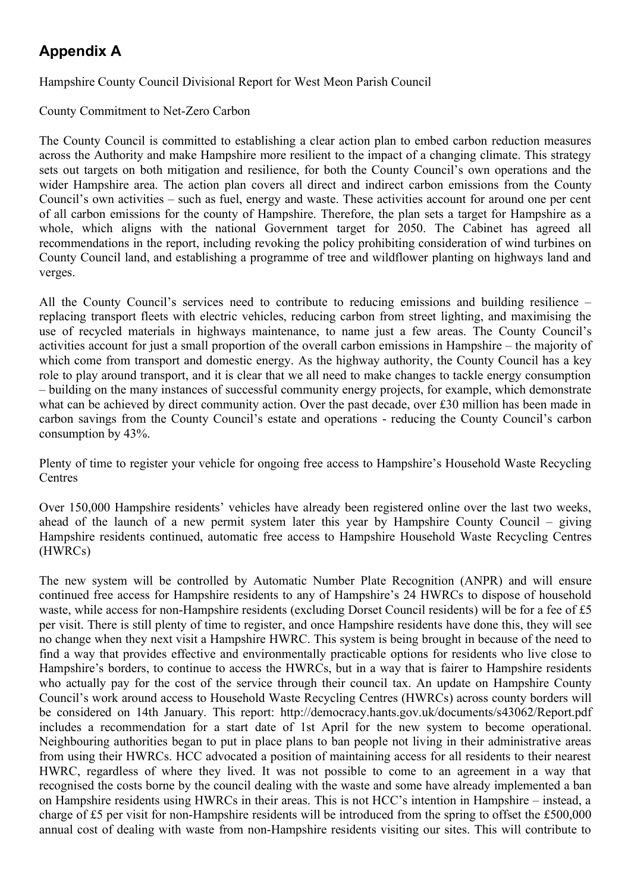## Appendix A

Hampshire County Council Divisional Report for West Meon Parish Council

County Commitment to Net-Zero Carbon

The County Council is committed to establishing a clear action plan to embed carbon reduction measures across the Authority and make Hampshire more resilient to the impact of a changing climate. This strategy sets out targets on both mitigation and resilience, for both the County Council's own operations and the wider Hampshire area. The action plan covers all direct and indirect carbon emissions from the County Council's own activities – such as fuel, energy and waste. These activities account for around one per cent of all carbon emissions for the county of Hampshire. Therefore, the plan sets a target for Hampshire as a whole, which aligns with the national Government target for 2050. The Cabinet has agreed all recommendations in the report, including revoking the policy prohibiting consideration of wind turbines on County Council land, and establishing a programme of tree and wildflower planting on highways land and verges.

All the County Council's services need to contribute to reducing emissions and building resilience – replacing transport fleets with electric vehicles, reducing carbon from street lighting, and maximising the use of recycled materials in highways maintenance, to name just a few areas. The County Council's activities account for just a small proportion of the overall carbon emissions in Hampshire – the majority of which come from transport and domestic energy. As the highway authority, the County Council has a key role to play around transport, and it is clear that we all need to make changes to tackle energy consumption – building on the many instances of successful community energy projects, for example, which demonstrate what can be achieved by direct community action. Over the past decade, over £30 million has been made in carbon savings from the County Council's estate and operations - reducing the County Council's carbon consumption by 43%.

Plenty of time to register your vehicle for ongoing free access to Hampshire's Household Waste Recycling Centres

Over 150,000 Hampshire residents' vehicles have already been registered online over the last two weeks, ahead of the launch of a new permit system later this year by Hampshire County Council – giving Hampshire residents continued, automatic free access to Hampshire Household Waste Recycling Centres (HWRCs)

The new system will be controlled by Automatic Number Plate Recognition (ANPR) and will ensure continued free access for Hampshire residents to any of Hampshire's 24 HWRCs to dispose of household waste, while access for non-Hampshire residents (excluding Dorset Council residents) will be for a fee of £5 per visit. There is still plenty of time to register, and once Hampshire residents have done this, they will see no change when they next visit a Hampshire HWRC. This system is being brought in because of the need to find a way that provides effective and environmentally practicable options for residents who live close to Hampshire's borders, to continue to access the HWRCs, but in a way that is fairer to Hampshire residents who actually pay for the cost of the service through their council tax. An update on Hampshire County Council's work around access to Household Waste Recycling Centres (HWRCs) across county borders will be considered on 14th January. This report: http://democracy.hants.gov.uk/documents/s43062/Report.pdf includes a recommendation for a start date of 1st April for the new system to become operational. Neighbouring authorities began to put in place plans to ban people not living in their administrative areas from using their HWRCs. HCC advocated a position of maintaining access for all residents to their nearest HWRC, regardless of where they lived. It was not possible to come to an agreement in a way that recognised the costs borne by the council dealing with the waste and some have already implemented a ban on Hampshire residents using HWRCs in their areas. This is not HCC's intention in Hampshire – instead, a charge of £5 per visit for non-Hampshire residents will be introduced from the spring to offset the £500,000 annual cost of dealing with waste from non-Hampshire residents visiting our sites. This will contribute to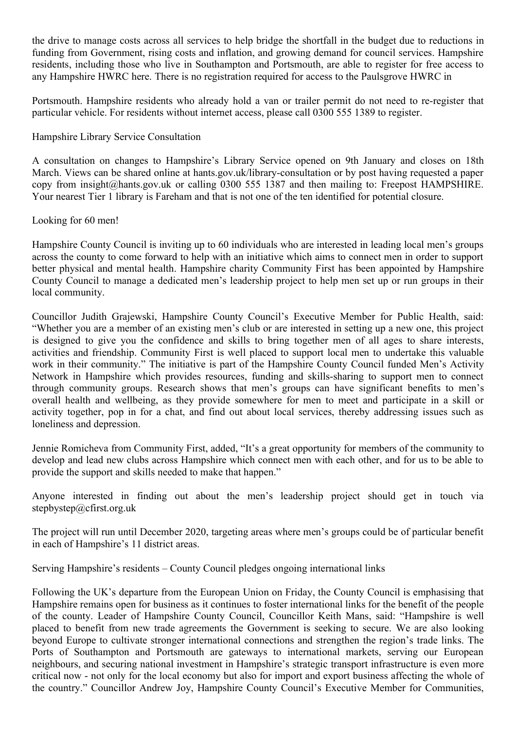the drive to manage costs across all services to help bridge the shortfall in the budget due to reductions in funding from Government, rising costs and inflation, and growing demand for council services. Hampshire residents, including those who live in Southampton and Portsmouth, are able to register for free access to any Hampshire HWRC here. There is no registration required for access to the Paulsgrove HWRC in Portsmouth. Hampshire residents who already hold a van or trailer permit do not need to re-register that particular vehicle. For residents without internet access, please call 0300 555 1389 to register.

Hampshire Library Service Consultation

A consultation on changes to Hampshire's Library Service opened on 9th January and closes on 18th March. Views can be shared online at hants.gov.uk/library-consultation or by post having requested a paper copy from insight@hants.gov.uk or calling 0300 555 1387 and then mailing to: Freepost HAMPSHIRE. Your nearest Tier 1 library is Fareham and that is not one of the ten identified for potential closure.

Looking for 60 men!

Hampshire County Council is inviting up to 60 individuals who are interested in leading local men's groups across the county to come forward to help with an initiative which aims to connect men in order to support better physical and mental health. Hampshire charity Community First has been appointed by Hampshire County Council to manage a dedicated men's leadership project to help men set up or run groups in their local community.

Councillor Judith Grajewski, Hampshire County Council's Executive Member for Public Health, said: "Whether you are a member of an existing men's club or are interested in setting up a new one, this project is designed to give you the confidence and skills to bring together men of all ages to share interests, activities and friendship. Community First is well placed to support local men to undertake this valuable work in their community." The initiative is part of the Hampshire County Council funded Men's Activity Network in Hampshire which provides resources, funding and skills-sharing to support men to connect through community groups. Research shows that men's groups can have significant benefits to men's overall health and wellbeing, as they provide somewhere for men to meet and participate in a skill or activity together, pop in for a chat, and find out about local services, thereby addressing issues such as loneliness and depression.

Jennie Romicheva from Community First, added, "It's a great opportunity for members of the community to develop and lead new clubs across Hampshire which connect men with each other, and for us to be able to provide the support and skills needed to make that happen."

Anyone interested in finding out about the men's leadership project should get in touch via stepbystep@cfirst.org.uk

The project will run until December 2020, targeting areas where men's groups could be of particular benefit in each of Hampshire's 11 district areas.

Serving Hampshire's residents – County Council pledges ongoing international links

Following the UK's departure from the European Union on Friday, the County Council is emphasising that Hampshire remains open for business as it continues to foster international links for the benefit of the people of the county. Leader of Hampshire County Council, Councillor Keith Mans, said: "Hampshire is well placed to benefit from new trade agreements the Government is seeking to secure. We are also looking beyond Europe to cultivate stronger international connections and strengthen the region's trade links. The Ports of Southampton and Portsmouth are gateways to international markets, serving our European neighbours, and securing national investment in Hampshire's strategic transport infrastructure is even more critical now - not only for the local economy but also for import and export business affecting the whole of the country." Councillor Andrew Joy, Hampshire County Council's Executive Member for Communities,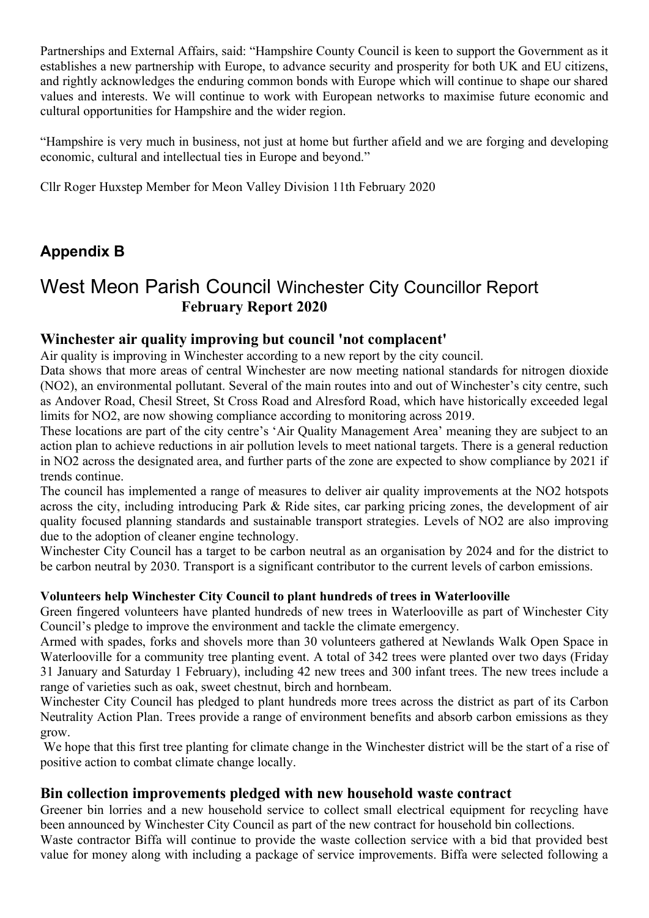Partnerships and External Affairs, said: "Hampshire County Council is keen to support the Government as it establishes a new partnership with Europe, to advance security and prosperity for both UK and EU citizens, and rightly acknowledges the enduring common bonds with Europe which will continue to shape our shared values and interests. We will continue to work with European networks to maximise future economic and cultural opportunities for Hampshire and the wider region.

"Hampshire is very much in business, not just at home but further afield and we are forging and developing economic, cultural and intellectual ties in Europe and beyond."

Cllr Roger Huxstep Member for Meon Valley Division 11th February 2020

## Appendix B

# West Meon Parish Council Winchester City Councillor Report

**February Report 2020**

### Winchester air quality improving but council 'not complacent'

Air quality is improving in Winchester according to a new report by the city council.

Data shows that more areas of central Winchester are now meeting national standards for nitrogen dioxide ($NO_2$), an environmental pollutant. Several of the main routes into and out of Winchester's city centre, such as Andover Road, Chesil Street, St Cross Road and Alresford Road, which have historically exceeded legal limits for $NO_2$, are now showing compliance according to monitoring across 2019.

These locations are part of the city centre's 'Air Quality Management Area' meaning they are subject to an action plan to achieve reductions in air pollution levels to meet national targets. There is a general reduction in $NO_2$ across the designated area, and further parts of the zone are expected to show compliance by 2021 if trends continue.

The council has implemented a range of measures to deliver air quality improvements at the $NO_2$ hotspots across the city, including introducing Park & Ride sites, car parking pricing zones, the development of air quality focused planning standards and sustainable transport strategies. Levels of $NO_2$ are also improving due to the adoption of cleaner engine technology.

Winchester City Council has a target to be carbon neutral as an organisation by 2024 and for the district to be carbon neutral by 2030. Transport is a significant contributor to the current levels of carbon emissions.

#### Volunteers help Winchester City Council to plant hundreds of trees in Waterlooville

Green fingered volunteers have planted hundreds of new trees in Waterlooville as part of Winchester City Council's pledge to improve the environment and tackle the climate emergency.

Armed with spades, forks and shovels more than 30 volunteers gathered at Newlands Walk Open Space in Waterlooville for a community tree planting event. A total of 342 trees were planted over two days (Friday 31 January and Saturday 1 February), including 42 new trees and 300 infant trees. The new trees include a range of varieties such as oak, sweet chestnut, birch and hornbeam.

Winchester City Council has pledged to plant hundreds more trees across the district as part of its Carbon Neutrality Action Plan. Trees provide a range of environment benefits and absorb carbon emissions as they grow.

We hope that this first tree planting for climate change in the Winchester district will be the start of a rise of positive action to combat climate change locally.

### Bin collection improvements pledged with new household waste contract

Greener bin lorries and a new household service to collect small electrical equipment for recycling have been announced by Winchester City Council as part of the new contract for household bin collections.

Waste contractor Biffa will continue to provide the waste collection service with a bid that provided best value for money along with including a package of service improvements. Biffa were selected following a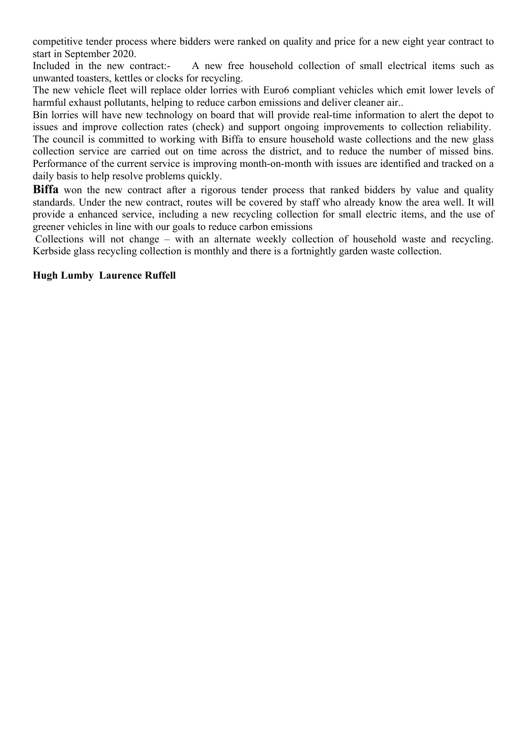competitive tender process where bidders were ranked on quality and price for a new eight year contract to start in September 2020.

Included in the new contract:-     A new free household collection of small electrical items such as unwanted toasters, kettles or clocks for recycling.

The new vehicle fleet will replace older lorries with Euro6 compliant vehicles which emit lower levels of harmful exhaust pollutants, helping to reduce carbon emissions and deliver cleaner air..

Bin lorries will have new technology on board that will provide real-time information to alert the depot to issues and improve collection rates (check) and support ongoing improvements to collection reliability.

The council is committed to working with Biffa to ensure household waste collections and the new glass collection service are carried out on time across the district, and to reduce the number of missed bins. Performance of the current service is improving month-on-month with issues are identified and tracked on a daily basis to help resolve problems quickly.

**Biffa** won the new contract after a rigorous tender process that ranked bidders by value and quality standards. Under the new contract, routes will be covered by staff who already know the area well. It will provide a enhanced service, including a new recycling collection for small electric items, and the use of greener vehicles in line with our goals to reduce carbon emissions

Collections will not change – with an alternate weekly collection of household waste and recycling. Kerbside glass recycling collection is monthly and there is a fortnightly garden waste collection.

**Hugh Lumby  Laurence Ruffell**